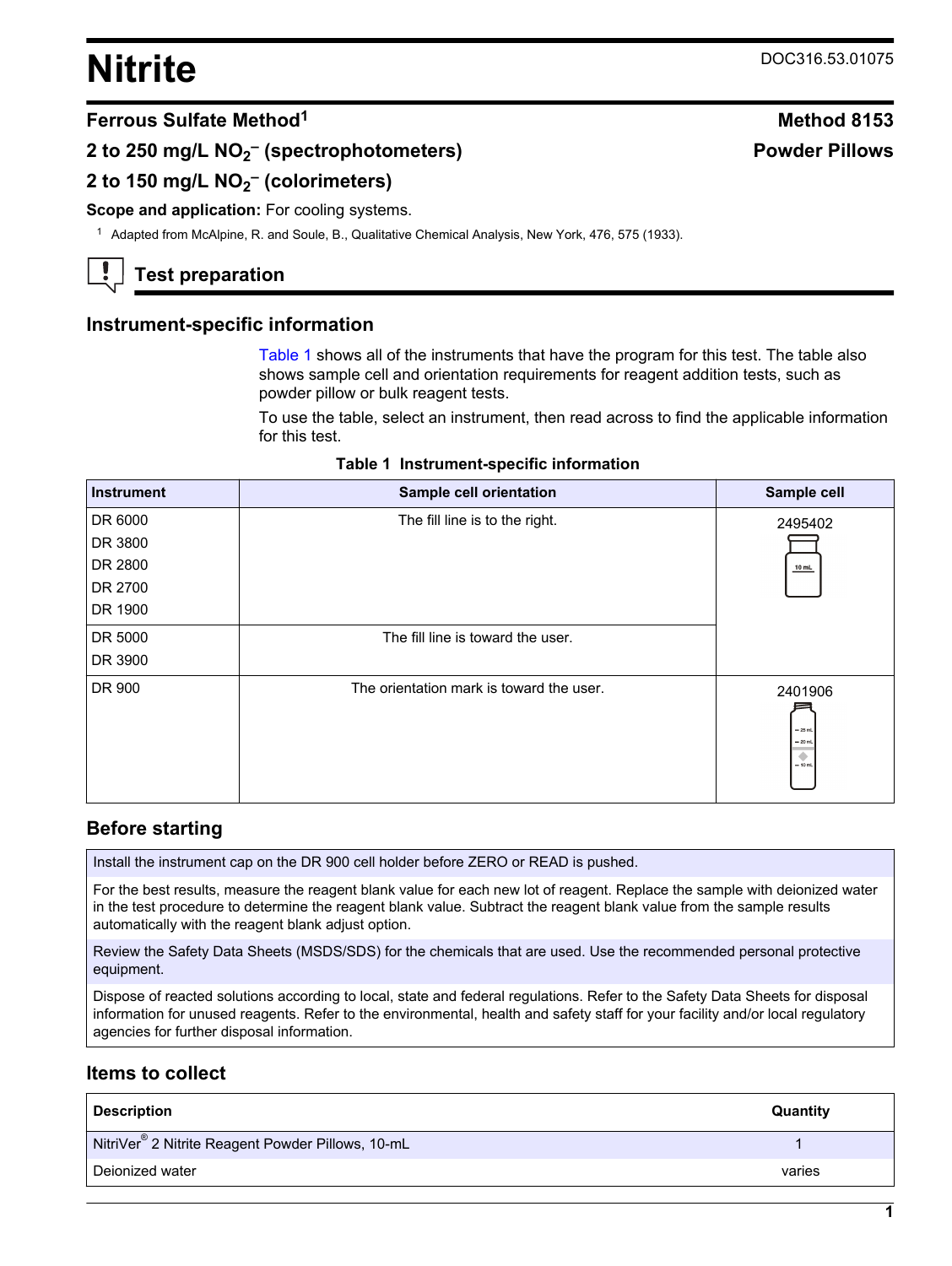# Nitrite

DOC316.53.01075

## Ferrous Sulfate Method[1]

**Method 8153**

**Powder Pillows**

**2 to 250 mg/L $NO_2^-$ (spectrophotometers)**

**2 to 150 mg/L $NO_2^-$ (colorimeters)**

**Scope and application:** For cooling systems.

[1] Adapted from McAlpine, R. and Soule, B., Qualitative Chemical Analysis, New York, 476, 575 (1933).

## Test preparation

### Instrument-specific information

Table 1 shows all of the instruments that have the program for this test. The table also shows sample cell and orientation requirements for reagent addition tests, such as powder pillow or bulk reagent tests.

To use the table, select an instrument, then read across to find the applicable information for this test.

**Table 1 Instrument-specific information**

| Instrument | Sample cell orientation | Sample cell |
| --- | --- | --- |
| DR 6000<br>DR 3800<br>DR 2800<br>DR 2700<br>DR 1900 | The fill line is to the right. | 2495402 |
| DR 5000<br>DR 3900 | The fill line is toward the user. | |
| DR 900 | The orientation mark is toward the user. | 2401906 |

### Before starting

Install the instrument cap on the DR 900 cell holder before ZERO or READ is pushed.

For the best results, measure the reagent blank value for each new lot of reagent. Replace the sample with deionized water in the test procedure to determine the reagent blank value. Subtract the reagent blank value from the sample results automatically with the reagent blank adjust option.

Review the Safety Data Sheets (MSDS/SDS) for the chemicals that are used. Use the recommended personal protective equipment.

Dispose of reacted solutions according to local, state and federal regulations. Refer to the Safety Data Sheets for disposal information for unused reagents. Refer to the environmental, health and safety staff for your facility and/or local regulatory agencies for further disposal information.

### Items to collect

| Description | Quantity |
| --- | --- |
| NitriVer® 2 Nitrite Reagent Powder Pillows, 10-mL | 1 |
| Deionized water | varies |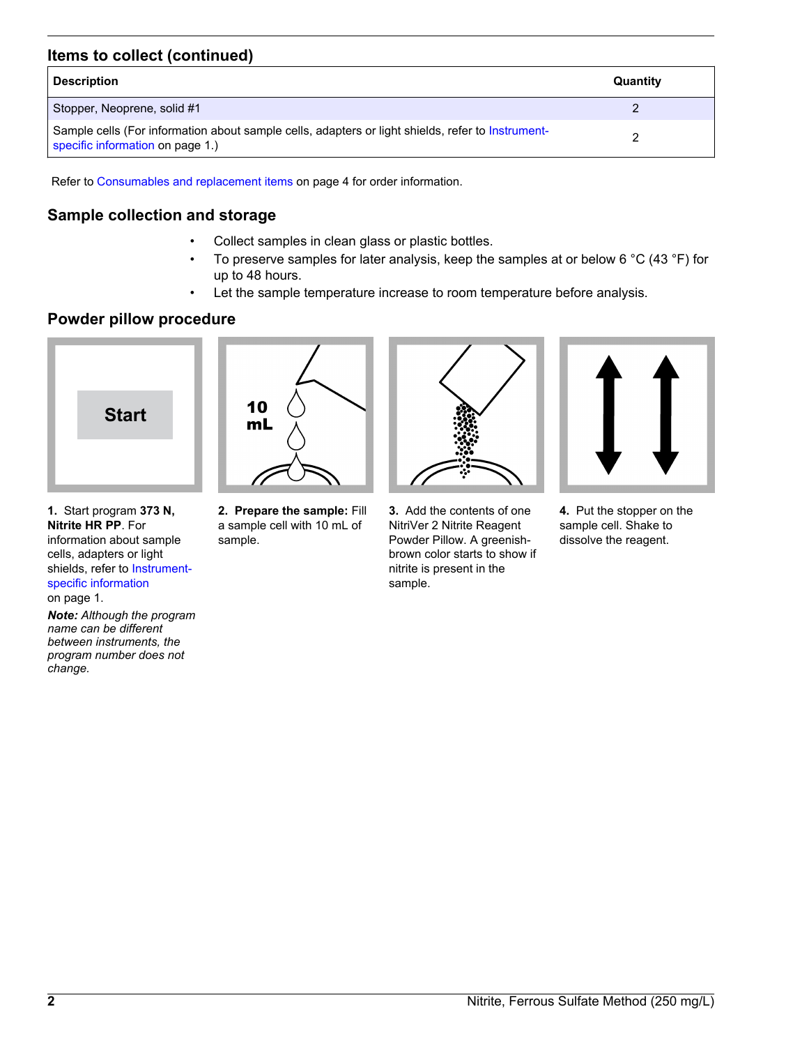## Items to collect (continued)

| Description | Quantity |
|---|---|
| Stopper, Neoprene, solid #1 | 2 |
| Sample cells (For information about sample cells, adapters or light shields, refer to Instrument-specific information on page 1.) | 2 |

Refer to Consumables and replacement items on page 4 for order information.

## Sample collection and storage

- Collect samples in clean glass or plastic bottles.
- To preserve samples for later analysis, keep the samples at or below 6 °C (43 °F) for up to 48 hours.
- Let the sample temperature increase to room temperature before analysis.

## Powder pillow procedure

**1.** Start program **373 N, Nitrite HR PP**. For information about sample cells, adapters or light shields, refer to Instrument-specific information on page 1.

***Note:*** *Although the program name can be different between instruments, the program number does not change.*

**2. Prepare the sample:** Fill a sample cell with 10 mL of sample.

**3.** Add the contents of one NitriVer 2 Nitrite Reagent Powder Pillow. A greenish-brown color starts to show if nitrite is present in the sample.

**4.** Put the stopper on the sample cell. Shake to dissolve the reagent.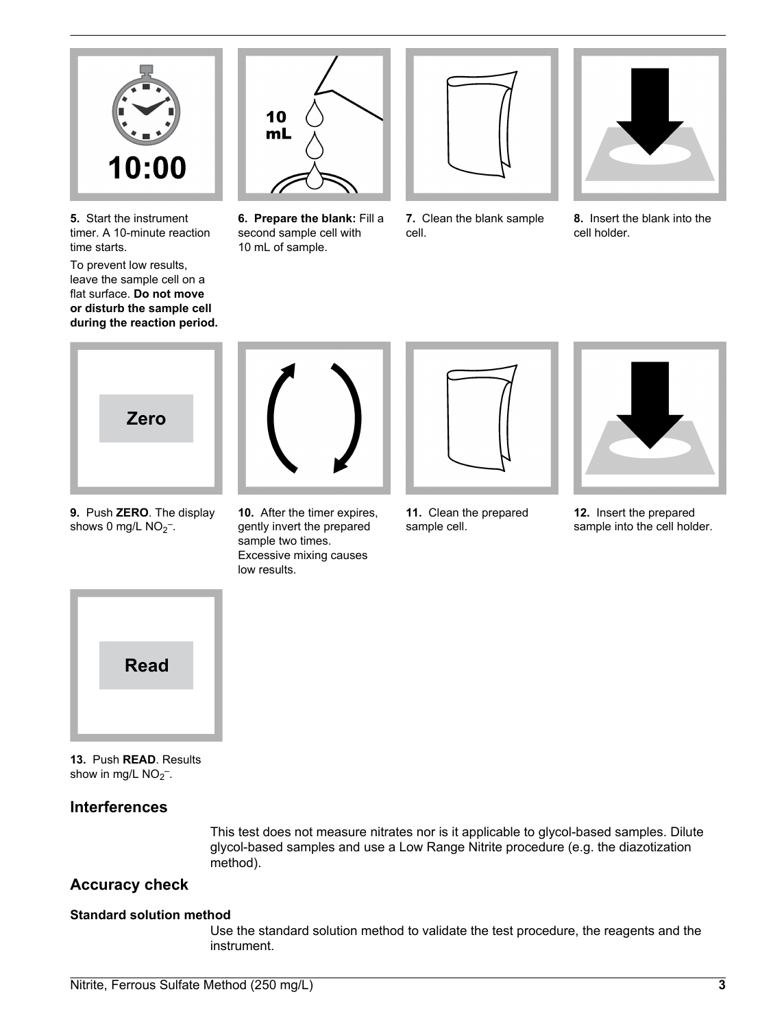10:00

**5.** Start the instrument timer. A 10-minute reaction time starts.

To prevent low results, leave the sample cell on a flat surface. **Do not move or disturb the sample cell during the reaction period.**

**6.** **Prepare the blank:** Fill a second sample cell with 10 mL of sample.

**7.** Clean the blank sample cell.

**8.** Insert the blank into the cell holder.

Zero

**9.** Push **ZERO**. The display shows 0 mg/L $NO_2^-$.

**10.** After the timer expires, gently invert the prepared sample two times. Excessive mixing causes low results.

**11.** Clean the prepared sample cell.

**12.** Insert the prepared sample into the cell holder.

Read

**13.** Push **READ**. Results show in mg/L $NO_2^-$.

## Interferences

This test does not measure nitrates nor is it applicable to glycol-based samples. Dilute glycol-based samples and use a Low Range Nitrite procedure (e.g. the diazotization method).

## Accuracy check

### Standard solution method

Use the standard solution method to validate the test procedure, the reagents and the instrument.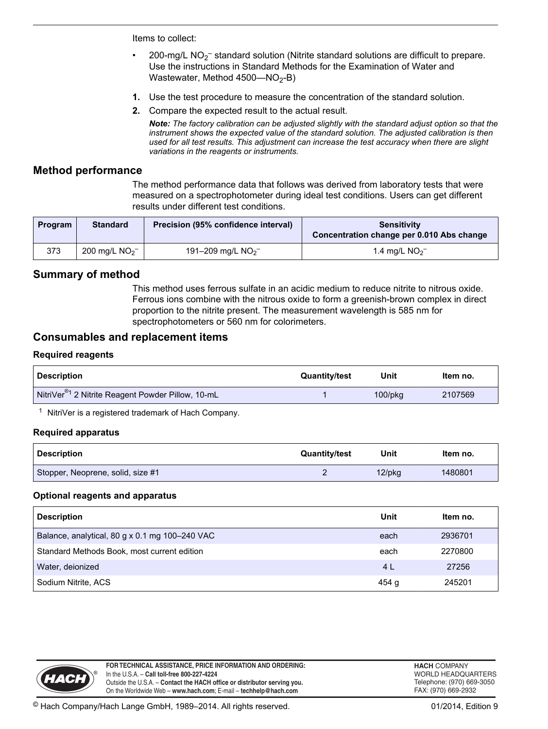Items to collect:

- 200-mg/L $NO_2^-$ standard solution (Nitrite standard solutions are difficult to prepare. Use the instructions in Standard Methods for the Examination of Water and Wastewater, Method 4500—$NO_2$-B)

1. Use the test procedure to measure the concentration of the standard solution.
2. Compare the expected result to the actual result.

   ***Note:*** *The factory calibration can be adjusted slightly with the standard adjust option so that the instrument shows the expected value of the standard solution. The adjusted calibration is then used for all test results. This adjustment can increase the test accuracy when there are slight variations in the reagents or instruments.*

## Method performance

The method performance data that follows was derived from laboratory tests that were measured on a spectrophotometer during ideal test conditions. Users can get different results under different test conditions.

| Program | Standard | Precision (95% confidence interval) | Sensitivity Concentration change per 0.010 Abs change |
|---|---|---|---|
| 373 | 200 mg/L $NO_2^-$ | 191–209 mg/L $NO_2^-$ | 1.4 mg/L $NO_2^-$ |

## Summary of method

This method uses ferrous sulfate in an acidic medium to reduce nitrite to nitrous oxide. Ferrous ions combine with the nitrous oxide to form a greenish-brown complex in direct proportion to the nitrite present. The measurement wavelength is 585 nm for spectrophotometers or 560 nm for colorimeters.

## Consumables and replacement items

### Required reagents

| Description | Quantity/test | Unit | Item no. |
|---|---|---|---|
| NitriVer®[1] 2 Nitrite Reagent Powder Pillow, 10-mL | 1 | 100/pkg | 2107569 |

[1] NitriVer is a registered trademark of Hach Company.

### Required apparatus

| Description | Quantity/test | Unit | Item no. |
|---|---|---|---|
| Stopper, Neoprene, solid, size #1 | 2 | 12/pkg | 1480801 |

### Optional reagents and apparatus

| Description | Unit | Item no. |
|---|---|---|
| Balance, analytical, 80 g x 0.1 mg 100–240 VAC | each | 2936701 |
| Standard Methods Book, most current edition | each | 2270800 |
| Water, deionized | 4 L | 27256 |
| Sodium Nitrite, ACS | 454 g | 245201 |

**FOR TECHNICAL ASSISTANCE, PRICE INFORMATION AND ORDERING:**
In the U.S.A. – **Call toll-free 800-227-4224**
Outside the U.S.A. – **Contact the HACH office or distributor serving you.**
On the Worldwide Web – **www.hach.com**; E-mail – **techhelp@hach.com**

**HACH** COMPANY
WORLD HEADQUARTERS
Telephone: (970) 669-3050
FAX: (970) 669-2932

© Hach Company/Hach Lange GmbH, 1989–2014. All rights reserved. 01/2014, Edition 9